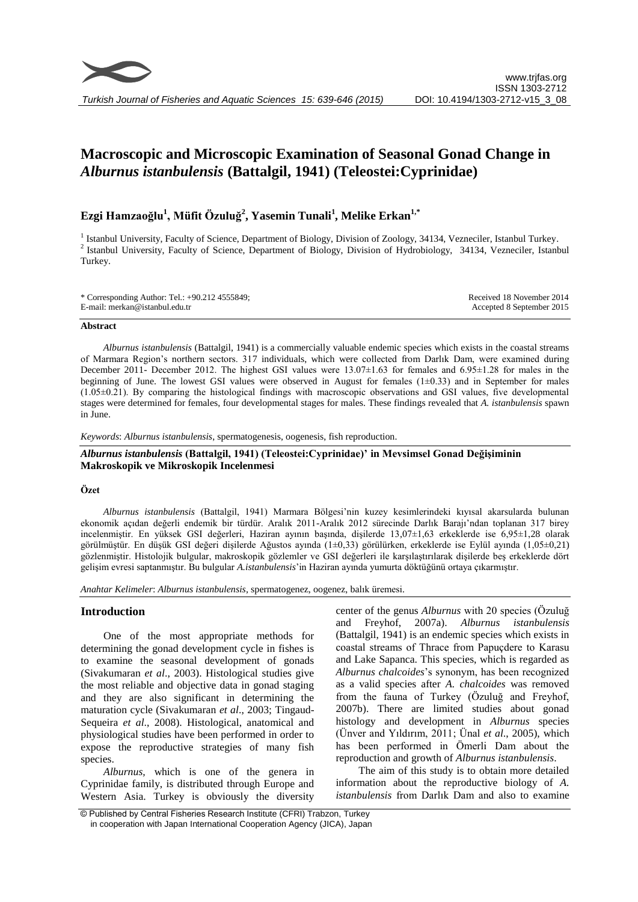# Macroscopic and Microscopic Examination of Seasonal Gonad Change in *Alburnus istanbulensis* (Battalgil, 1941) (Teleostei:Cyprinidae)

**Ezgi Hamzaoğlu[1], Müfit Özuluğ[2], Yasemin Tunali[1], Melike Erkan[1,*]**

[1] Istanbul University, Faculty of Science, Department of Biology, Division of Zoology, 34134, Vezneciler, Istanbul Turkey.
[2] Istanbul University, Faculty of Science, Department of Biology, Division of Hydrobiology, 34134, Vezneciler, Istanbul Turkey.

\* Corresponding Author: Tel.: +90.212 4555849;
E-mail: merkan@istanbul.edu.tr

Received 18 November 2014
Accepted 8 September 2015

## Abstract

*Alburnus istanbulensis* (Battalgil, 1941) is a commercially valuable endemic species which exists in the coastal streams of Marmara Region's northern sectors. 317 individuals, which were collected from Darlık Dam, were examined during December 2011- December 2012. The highest GSI values were 13.07±1.63 for females and 6.95±1.28 for males in the beginning of June. The lowest GSI values were observed in August for females (1±0.33) and in September for males (1.05±0.21). By comparing the histological findings with macroscopic observations and GSI values, five developmental stages were determined for females, four developmental stages for males. These findings revealed that *A. istanbulensis* spawn in June.

*Keywords*: *Alburnus istanbulensis*, spermatogenesis, oogenesis, fish reproduction.

## *Alburnus istanbulensis* (Battalgil, 1941) (Teleostei:Cyprinidae)' in Mevsimsel Gonad Değişiminin Makroskopik ve Mikroskopik Incelenmesi

### Özet

*Alburnus istanbulensis* (Battalgil, 1941) Marmara Bölgesi'nin kuzey kesimlerindeki kıyısal akarsularda bulunan ekonomik açıdan değerli endemik bir türdür. Aralık 2011-Aralık 2012 sürecinde Darlık Barajı'ndan toplanan 317 birey incelenmiştir. En yüksek GSI değerleri, Haziran ayının başında, dişilerde 13,07±1,63 erkeklerde ise 6,95±1,28 olarak görülmüştür. En düşük GSI değeri dişilerde Ağustos ayında (1±0,33) görülürken, erkeklerde ise Eylül ayında (1,05±0,21) gözlenmiştir. Histolojik bulgular, makroskopik gözlemler ve GSI değerleri ile karşılaştırılarak dişilerde beş erkeklerde dört gelişim evresi saptanmıştır. Bu bulgular *A.istanbulensis*'in Haziran ayında yumurta döktüğünü ortaya çıkarmıştır.

*Anahtar Kelimeler*: *Alburnus istanbulensis*, spermatogenez, oogenez, balık üremesi.

## Introduction

One of the most appropriate methods for determining the gonad development cycle in fishes is to examine the seasonal development of gonads (Sivakumaran *et al*., 2003). Histological studies give the most reliable and objective data in gonad staging and they are also significant in determining the maturation cycle (Sivakumaran *et al*., 2003; Tingaud-Sequeira *et al*., 2008). Histological, anatomical and physiological studies have been performed in order to expose the reproductive strategies of many fish species.

*Alburnus*, which is one of the genera in Cyprinidae family, is distributed through Europe and Western Asia. Turkey is obviously the diversity center of the genus *Alburnus* with 20 species (Özuluğ and Freyhof, 2007a). *Alburnus istanbulensis* (Battalgil, 1941) is an endemic species which exists in coastal streams of Thrace from Papuçdere to Karasu and Lake Sapanca. This species, which is regarded as *Alburnus chalcoides*'s synonym, has been recognized as a valid species after *A. chalcoides* was removed from the fauna of Turkey (Özuluğ and Freyhof, 2007b). There are limited studies about gonad histology and development in *Alburnus* species (Ünver and Yıldırım, 2011; Ünal *et al*., 2005), which has been performed in Ömerli Dam about the reproduction and growth of *Alburnus istanbulensis*.

The aim of this study is to obtain more detailed information about the reproductive biology of *A. istanbulensis* from Darlık Dam and also to examine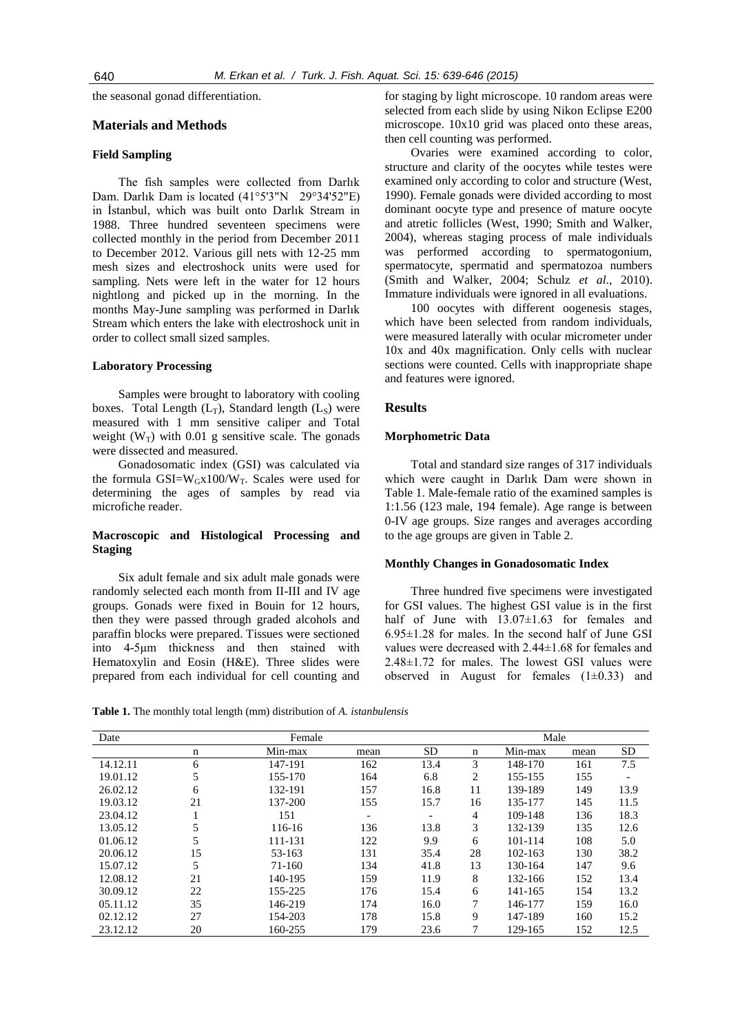the seasonal gonad differentiation.

## Materials and Methods

### Field Sampling

The fish samples were collected from Darlık Dam. Darlık Dam is located (41°5'3"N 29°34'52"E) in İstanbul, which was built onto Darlık Stream in 1988. Three hundred seventeen specimens were collected monthly in the period from December 2011 to December 2012. Various gill nets with 12-25 mm mesh sizes and electroshock units were used for sampling. Nets were left in the water for 12 hours nightlong and picked up in the morning. In the months May-June sampling was performed in Darlık Stream which enters the lake with electroshock unit in order to collect small sized samples.

### Laboratory Processing

Samples were brought to laboratory with cooling boxes. Total Length ($L_T$), Standard length ($L_S$) were measured with 1 mm sensitive caliper and Total weight ($W_T$) with 0.01 g sensitive scale. The gonads were dissected and measured.

Gonadosomatic index (GSI) was calculated via the formula $GSI=W_G x100/W_T$. Scales were used for determining the ages of samples by read via microfiche reader.

### Macroscopic and Histological Processing and Staging

Six adult female and six adult male gonads were randomly selected each month from II-III and IV age groups. Gonads were fixed in Bouin for 12 hours, then they were passed through graded alcohols and paraffin blocks were prepared. Tissues were sectioned into 4-5μm thickness and then stained with Hematoxylin and Eosin (H&E). Three slides were prepared from each individual for cell counting and for staging by light microscope. 10 random areas were selected from each slide by using Nikon Eclipse E200 microscope. 10x10 grid was placed onto these areas, then cell counting was performed.

Ovaries were examined according to color, structure and clarity of the oocytes while testes were examined only according to color and structure (West, 1990). Female gonads were divided according to most dominant oocyte type and presence of mature oocyte and atretic follicles (West, 1990; Smith and Walker, 2004), whereas staging process of male individuals was performed according to spermatogonium, spermatocyte, spermatid and spermatozoa numbers (Smith and Walker, 2004; Schulz *et al*., 2010). Immature individuals were ignored in all evaluations.

100 oocytes with different oogenesis stages, which have been selected from random individuals, were measured laterally with ocular micrometer under 10x and 40x magnification. Only cells with nuclear sections were counted. Cells with inappropriate shape and features were ignored.

## Results

### Morphometric Data

Total and standard size ranges of 317 individuals which were caught in Darlık Dam were shown in Table 1. Male-female ratio of the examined samples is 1:1.56 (123 male, 194 female). Age range is between 0-IV age groups. Size ranges and averages according to the age groups are given in Table 2.

### Monthly Changes in Gonadosomatic Index

Three hundred five specimens were investigated for GSI values. The highest GSI value is in the first half of June with 13.07±1.63 for females and 6.95±1.28 for males. In the second half of June GSI values were decreased with 2.44±1.68 for females and 2.48±1.72 for males. The lowest GSI values were observed in August for females (1±0.33) and

**Table 1.** The monthly total length (mm) distribution of *A. istanbulensis*

| Date | Female | | | | Male | | | |
|---|---|---|---|---|---|---|---|---|
| | n | Min-max | mean | SD | n | Min-max | mean | SD |
| 14.12.11 | 6 | 147-191 | 162 | 13.4 | 3 | 148-170 | 161 | 7.5 |
| 19.01.12 | 5 | 155-170 | 164 | 6.8 | 2 | 155-155 | 155 | - |
| 26.02.12 | 6 | 132-191 | 157 | 16.8 | 11 | 139-189 | 149 | 13.9 |
| 19.03.12 | 21 | 137-200 | 155 | 15.7 | 16 | 135-177 | 145 | 11.5 |
| 23.04.12 | 1 | 151 | - | - | 4 | 109-148 | 136 | 18.3 |
| 13.05.12 | 5 | 116-16 | 136 | 13.8 | 3 | 132-139 | 135 | 12.6 |
| 01.06.12 | 5 | 111-131 | 122 | 9.9 | 6 | 101-114 | 108 | 5.0 |
| 20.06.12 | 15 | 53-163 | 131 | 35.4 | 28 | 102-163 | 130 | 38.2 |
| 15.07.12 | 5 | 71-160 | 134 | 41.8 | 13 | 130-164 | 147 | 9.6 |
| 12.08.12 | 21 | 140-195 | 159 | 11.9 | 8 | 132-166 | 152 | 13.4 |
| 30.09.12 | 22 | 155-225 | 176 | 15.4 | 6 | 141-165 | 154 | 13.2 |
| 05.11.12 | 35 | 146-219 | 174 | 16.0 | 7 | 146-177 | 159 | 16.0 |
| 02.12.12 | 27 | 154-203 | 178 | 15.8 | 9 | 147-189 | 160 | 15.2 |
| 23.12.12 | 20 | 160-255 | 179 | 23.6 | 7 | 129-165 | 152 | 12.5 |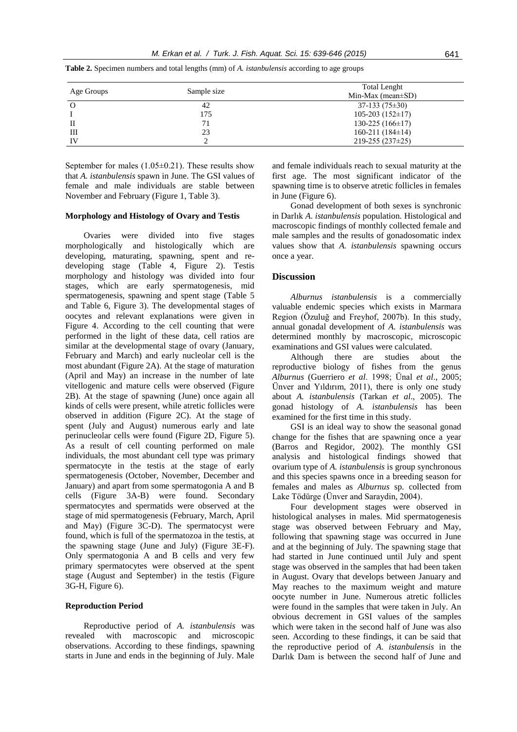**Table 2.** Specimen numbers and total lengths (mm) of *A. istanbulensis* according to age groups

| Age Groups | Sample size | Total Lenght Min-Max (mean±SD) |
|---|---|---|
| O | 42 | 37-133 (75±30) |
| I | 175 | 105-203 (152±17) |
| II | 71 | 130-225 (166±17) |
| III | 23 | 160-211 (184±14) |
| IV | 2 | 219-255 (237±25) |

September for males (1.05±0.21). These results show that *A. istanbulensis* spawn in June. The GSI values of female and male individuals are stable between November and February (Figure 1, Table 3).

### Morphology and Histology of Ovary and Testis

Ovaries were divided into five stages morphologically and histologically which are developing, maturating, spawning, spent and re-developing stage (Table 4, Figure 2). Testis morphology and histology was divided into four stages, which are early spermatogenesis, mid spermatogenesis, spawning and spent stage (Table 5 and Table 6, Figure 3). The developmental stages of oocytes and relevant explanations were given in Figure 4. According to the cell counting that were performed in the light of these data, cell ratios are similar at the developmental stage of ovary (January, February and March) and early nucleolar cell is the most abundant (Figure 2A). At the stage of maturation (April and May) an increase in the number of late vitellogenic and mature cells were observed (Figure 2B). At the stage of spawning (June) once again all kinds of cells were present, while atretic follicles were observed in addition (Figure 2C). At the stage of spent (July and August) numerous early and late perinucleolar cells were found (Figure 2D, Figure 5). As a result of cell counting performed on male individuals, the most abundant cell type was primary spermatocyte in the testis at the stage of early spermatogenesis (October, November, December and January) and apart from some spermatogonia A and B cells (Figure 3A-B) were found. Secondary spermatocytes and spermatids were observed at the stage of mid spermatogenesis (February, March, April and May) (Figure 3C-D). The spermatocyst were found, which is full of the spermatozoa in the testis, at the spawning stage (June and July) (Figure 3E-F). Only spermatogonia A and B cells and very few primary spermatocytes were observed at the spent stage (August and September) in the testis (Figure 3G-H, Figure 6).

### Reproduction Period

Reproductive period of *A. istanbulensis* was revealed with macroscopic and microscopic observations. According to these findings, spawning starts in June and ends in the beginning of July. Male and female individuals reach to sexual maturity at the first age. The most significant indicator of the spawning time is to observe atretic follicles in females in June (Figure 6).

Gonad development of both sexes is synchronic in Darlık *A. istanbulensis* population. Histological and macroscopic findings of monthly collected female and male samples and the results of gonadosomatic index values show that *A. istanbulensis* spawning occurs once a year.

## Discussion

*Alburnus istanbulensis* is a commercially valuable endemic species which exists in Marmara Region (Özuluğ and Freyhof, 2007b). In this study, annual gonadal development of *A. istanbulensis* was determined monthly by macroscopic, microscopic examinations and GSI values were calculated.

Although there are studies about the reproductive biology of fishes from the genus *Alburnus* (Guerriero *et al*. 1998; Ünal *et al*., 2005; Ünver and Yıldırım, 2011), there is only one study about *A. istanbulensis* (Tarkan *et al*., 2005). The gonad histology of *A. istanbulensis* has been examined for the first time in this study.

GSI is an ideal way to show the seasonal gonad change for the fishes that are spawning once a year (Barros and Regidor, 2002). The monthly GSI analysis and histological findings showed that ovarium type of *A. istanbulensis* is group synchronous and this species spawns once in a breeding season for females and males as *Alburnus* sp. collected from Lake Tödürge (Ünver and Saraydin, 2004).

Four development stages were observed in histological analyses in males. Mid spermatogenesis stage was observed between February and May, following that spawning stage was occurred in June and at the beginning of July. The spawning stage that had started in June continued until July and spent stage was observed in the samples that had been taken in August. Ovary that develops between January and May reaches to the maximum weight and mature oocyte number in June. Numerous atretic follicles were found in the samples that were taken in July. An obvious decrement in GSI values of the samples which were taken in the second half of June was also seen. According to these findings, it can be said that the reproductive period of *A. istanbulensis* in the Darlık Dam is between the second half of June and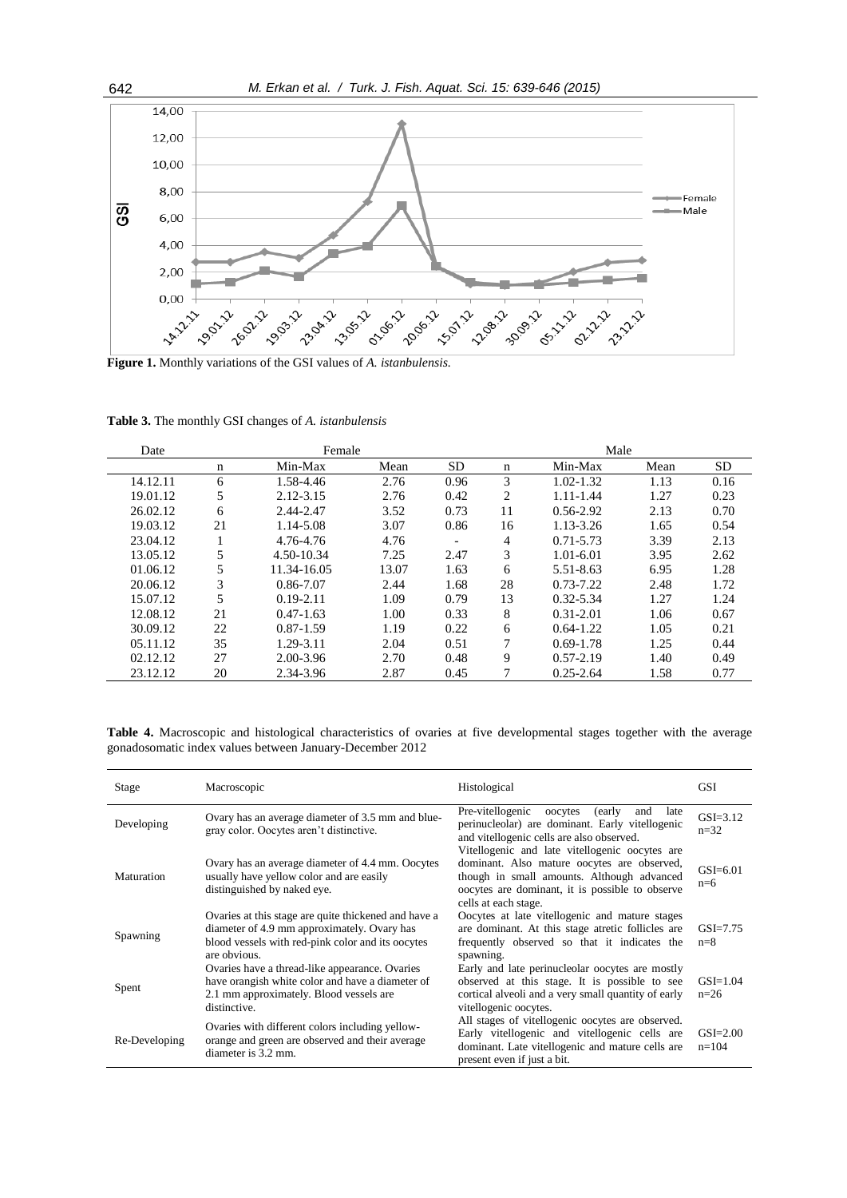**Figure 1.** Monthly variations of the GSI values of *A. istanbulensis.*

**Table 3.** The monthly GSI changes of *A. istanbulensis*

| Date | Female | | | | Male | | | |
|---|---|---|---|---|---|---|---|---|
| | n | Min-Max | Mean | SD | n | Min-Max | Mean | SD |
| 14.12.11 | 6 | 1.58-4.46 | 2.76 | 0.96 | 3 | 1.02-1.32 | 1.13 | 0.16 |
| 19.01.12 | 5 | 2.12-3.15 | 2.76 | 0.42 | 2 | 1.11-1.44 | 1.27 | 0.23 |
| 26.02.12 | 6 | 2.44-2.47 | 3.52 | 0.73 | 11 | 0.56-2.92 | 2.13 | 0.70 |
| 19.03.12 | 21 | 1.14-5.08 | 3.07 | 0.86 | 16 | 1.13-3.26 | 1.65 | 0.54 |
| 23.04.12 | 1 | 4.76-4.76 | 4.76 | - | 4 | 0.71-5.73 | 3.39 | 2.13 |
| 13.05.12 | 5 | 4.50-10.34 | 7.25 | 2.47 | 3 | 1.01-6.01 | 3.95 | 2.62 |
| 01.06.12 | 5 | 11.34-16.05 | 13.07 | 1.63 | 6 | 5.51-8.63 | 6.95 | 1.28 |
| 20.06.12 | 3 | 0.86-7.07 | 2.44 | 1.68 | 28 | 0.73-7.22 | 2.48 | 1.72 |
| 15.07.12 | 5 | 0.19-2.11 | 1.09 | 0.79 | 13 | 0.32-5.34 | 1.27 | 1.24 |
| 12.08.12 | 21 | 0.47-1.63 | 1.00 | 0.33 | 8 | 0.31-2.01 | 1.06 | 0.67 |
| 30.09.12 | 22 | 0.87-1.59 | 1.19 | 0.22 | 6 | 0.64-1.22 | 1.05 | 0.21 |
| 05.11.12 | 35 | 1.29-3.11 | 2.04 | 0.51 | 7 | 0.69-1.78 | 1.25 | 0.44 |
| 02.12.12 | 27 | 2.00-3.96 | 2.70 | 0.48 | 9 | 0.57-2.19 | 1.40 | 0.49 |
| 23.12.12 | 20 | 2.34-3.96 | 2.87 | 0.45 | 7 | 0.25-2.64 | 1.58 | 0.77 |

**Table 4.** Macroscopic and histological characteristics of ovaries at five developmental stages together with the average gonadosomatic index values between January-December 2012

| Stage | Macroscopic | Histological | GSI |
|---|---|---|---|
| Developing | Ovary has an average diameter of 3.5 mm and blue-gray color. Oocytes aren't distinctive. | Pre-vitellogenic oocytes (early and late perinucleolar) are dominant. Early vitellogenic and vitellogenic cells are also observed. | GSI=3.12 n=32 |
| Maturation | Ovary has an average diameter of 4.4 mm. Oocytes usually have yellow color and are easily distinguished by naked eye. | Vitellogenic and late vitellogenic oocytes are dominant. Also mature oocytes are observed, though in small amounts. Although advanced oocytes are dominant, it is possible to observe cells at each stage. | GSI=6.01 n=6 |
| Spawning | Ovaries at this stage are quite thickened and have a diameter of 4.9 mm approximately. Ovary has blood vessels with red-pink color and its oocytes are obvious. | Oocytes at late vitellogenic and mature stages are dominant. At this stage atretic follicles are frequently observed so that it indicates the spawning. | GSI=7.75 n=8 |
| Spent | Ovaries have a thread-like appearance. Ovaries have orangish white color and have a diameter of 2.1 mm approximately. Blood vessels are distinctive. | Early and late perinucleolar oocytes are mostly observed at this stage. It is possible to see cortical alveoli and a very small quantity of early vitellogenic oocytes. | GSI=1.04 n=26 |
| Re-Developing | Ovaries with different colors including yellow-orange and green are observed and their average diameter is 3.2 mm. | All stages of vitellogenic oocytes are observed. Early vitellogenic and vitellogenic cells are dominant. Late vitellogenic and mature cells are present even if just a bit. | GSI=2.00 n=104 |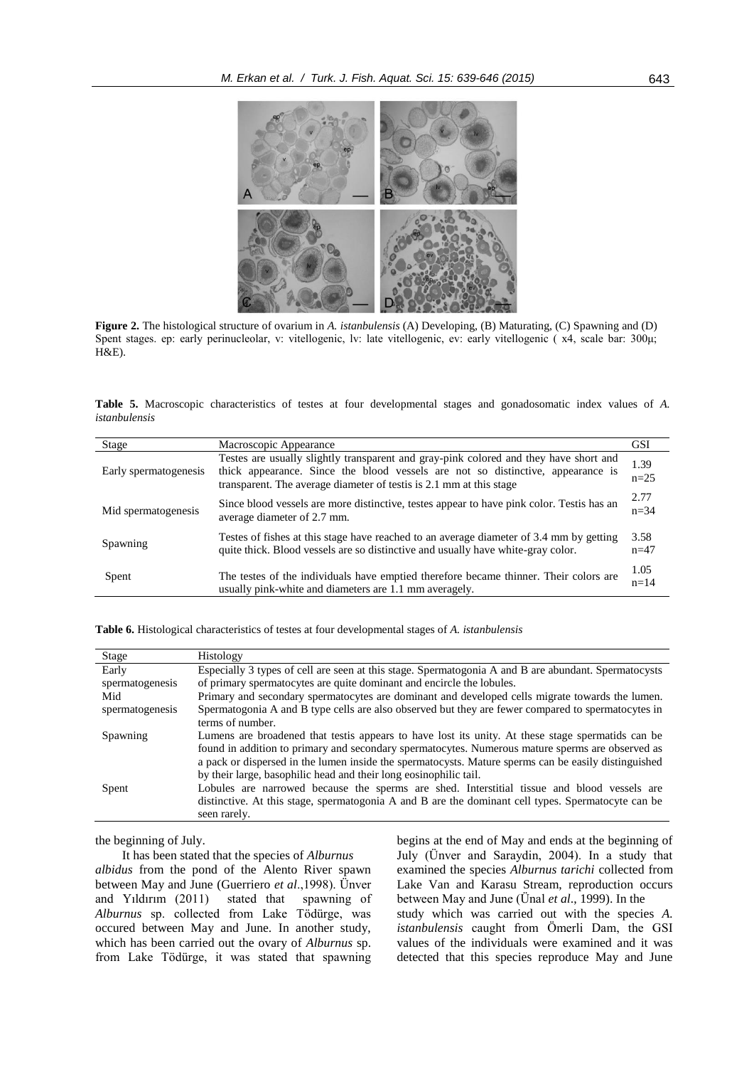**Figure 2.** The histological structure of ovarium in *A. istanbulensis* (A) Developing, (B) Maturating, (C) Spawning and (D) Spent stages. ep: early perinucleolar, v: vitellogenic, lv: late vitellogenic, ev: early vitellogenic ( x4, scale bar: 300µ; H&E).

**Table 5.** Macroscopic characteristics of testes at four developmental stages and gonadosomatic index values of *A. istanbulensis*

| Stage | Macroscopic Appearance | GSI |
|---|---|---|
| Early spermatogenesis | Testes are usually slightly transparent and gray-pink colored and they have short and thick appearance. Since the blood vessels are not so distinctive, appearance is transparent. The average diameter of testis is 2.1 mm at this stage | 1.39 n=25 |
| Mid spermatogenesis | Since blood vessels are more distinctive, testes appear to have pink color. Testis has an average diameter of 2.7 mm. | 2.77 n=34 |
| Spawning | Testes of fishes at this stage have reached to an average diameter of 3.4 mm by getting quite thick. Blood vessels are so distinctive and usually have white-gray color. | 3.58 n=47 |
| Spent | The testes of the individuals have emptied therefore became thinner. Their colors are usually pink-white and diameters are 1.1 mm averagely. | 1.05 n=14 |

**Table 6.** Histological characteristics of testes at four developmental stages of *A. istanbulensis*

| Stage | Histology |
|---|---|
| Early spermatogenesis | Especially 3 types of cell are seen at this stage. Spermatogonia A and B are abundant. Spermatocysts of primary spermatocytes are quite dominant and encircle the lobules. |
| Mid spermatogenesis | Primary and secondary spermatocytes are dominant and developed cells migrate towards the lumen. Spermatogonia A and B type cells are also observed but they are fewer compared to spermatocytes in terms of number. |
| Spawning | Lumens are broadened that testis appears to have lost its unity. At these stage spermatids can be found in addition to primary and secondary spermatocytes. Numerous mature sperms are observed as a pack or dispersed in the lumen inside the spermatocysts. Mature sperms can be easily distinguished by their large, basophilic head and their long eosinophilic tail. |
| Spent | Lobules are narrowed because the sperms are shed. Interstitial tissue and blood vessels are distinctive. At this stage, spermatogonia A and B are the dominant cell types. Spermatocyte can be seen rarely. |

the beginning of July.

It has been stated that the species of *Alburnus albidus* from the pond of the Alento River spawn between May and June (Guerriero *et al*.,1998). Ünver and Yıldırım (2011) stated that spawning of *Alburnus* sp. collected from Lake Tödürge, was occured between May and June. In another study, which has been carried out the ovary of *Alburnus* sp. from Lake Tödürge, it was stated that spawning begins at the end of May and ends at the beginning of July (Ünver and Saraydin, 2004). In a study that examined the species *Alburnus tarichi* collected from Lake Van and Karasu Stream, reproduction occurs between May and June (Ünal *et al*., 1999). In the study which was carried out with the species *A. istanbulensis* caught from Ömerli Dam, the GSI values of the individuals were examined and it was detected that this species reproduce May and June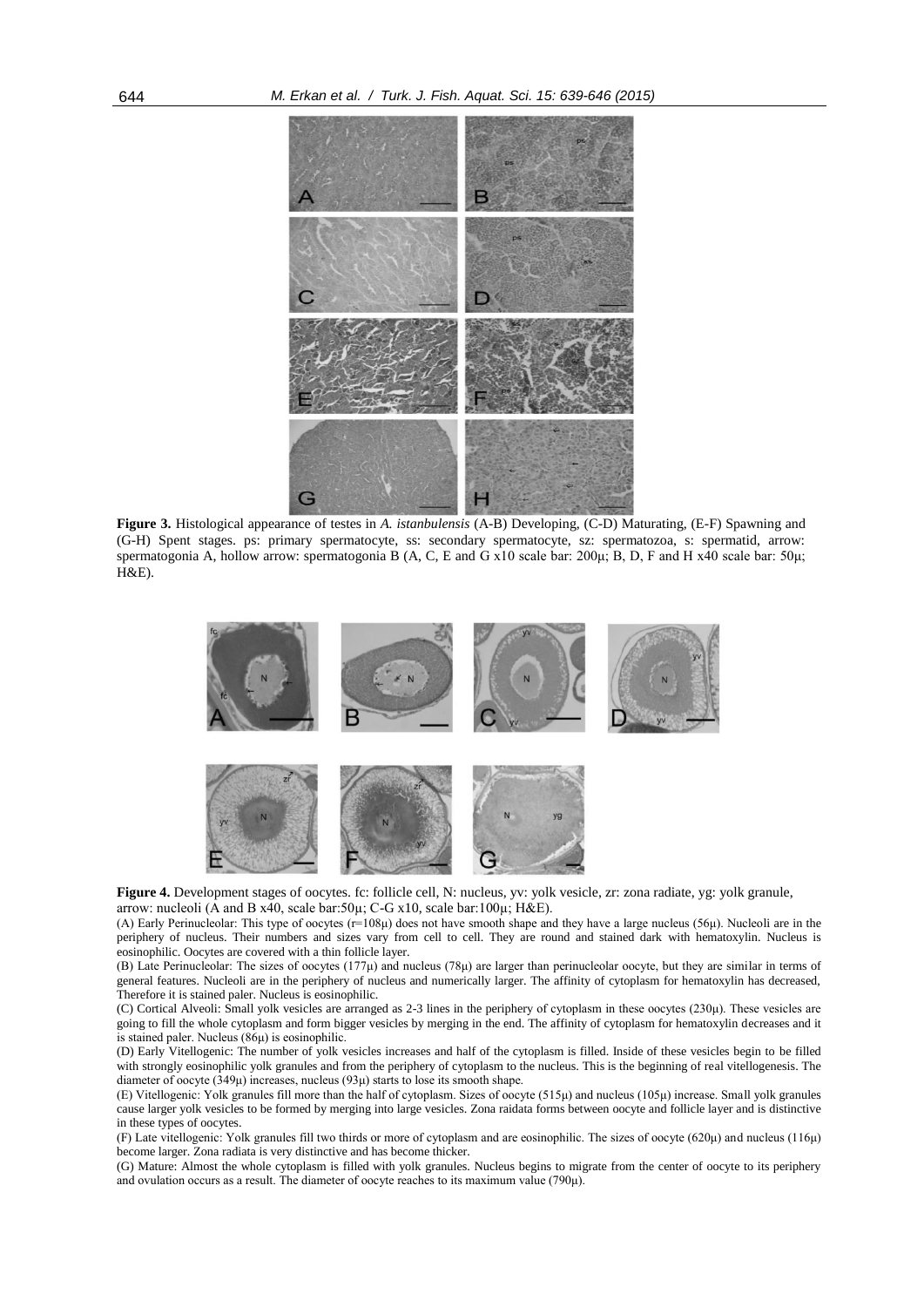**Figure 3.** Histological appearance of testes in *A. istanbulensis* (A-B) Developing, (C-D) Maturating, (E-F) Spawning and (G-H) Spent stages. ps: primary spermatocyte, ss: secondary spermatocyte, sz: spermatozoa, s: spermatid, arrow: spermatogonia A, hollow arrow: spermatogonia B (A, C, E and G x10 scale bar: 200μ; B, D, F and H x40 scale bar: 50μ; H&E).

**Figure 4.** Development stages of oocytes. fc: follicle cell, N: nucleus, yv: yolk vesicle, zr: zona radiate, yg: yolk granule, arrow: nucleoli (A and B x40, scale bar:50μ; C-G x10, scale bar:100μ; H&E).

(A) Early Perinucleolar: This type of oocytes (r=108μ) does not have smooth shape and they have a large nucleus (56μ). Nucleoli are in the periphery of nucleus. Their numbers and sizes vary from cell to cell. They are round and stained dark with hematoxylin. Nucleus is eosinophilic. Oocytes are covered with a thin follicle layer.

(B) Late Perinucleolar: The sizes of oocytes (177μ) and nucleus (78μ) are larger than perinucleolar oocyte, but they are similar in terms of general features. Nucleoli are in the periphery of nucleus and numerically larger. The affinity of cytoplasm for hematoxylin has decreased, Therefore it is stained paler. Nucleus is eosinophilic.

(C) Cortical Alveoli: Small yolk vesicles are arranged as 2-3 lines in the periphery of cytoplasm in these oocytes (230μ). These vesicles are going to fill the whole cytoplasm and form bigger vesicles by merging in the end. The affinity of cytoplasm for hematoxylin decreases and it is stained paler. Nucleus (86μ) is eosinophilic.

(D) Early Vitellogenic: The number of yolk vesicles increases and half of the cytoplasm is filled. Inside of these vesicles begin to be filled with strongly eosinophilic yolk granules and from the periphery of cytoplasm to the nucleus. This is the beginning of real vitellogenesis. The diameter of oocyte (349μ) increases, nucleus (93μ) starts to lose its smooth shape.

(E) Vitellogenic: Yolk granules fill more than the half of cytoplasm. Sizes of oocyte (515μ) and nucleus (105μ) increase. Small yolk granules cause larger yolk vesicles to be formed by merging into large vesicles. Zona raidata forms between oocyte and follicle layer and is distinctive in these types of oocytes.

(F) Late vitellogenic: Yolk granules fill two thirds or more of cytoplasm and are eosinophilic. The sizes of oocyte (620μ) and nucleus (116μ) become larger. Zona radiata is very distinctive and has become thicker.

(G) Mature: Almost the whole cytoplasm is filled with yolk granules. Nucleus begins to migrate from the center of oocyte to its periphery and ovulation occurs as a result. The diameter of oocyte reaches to its maximum value (790μ).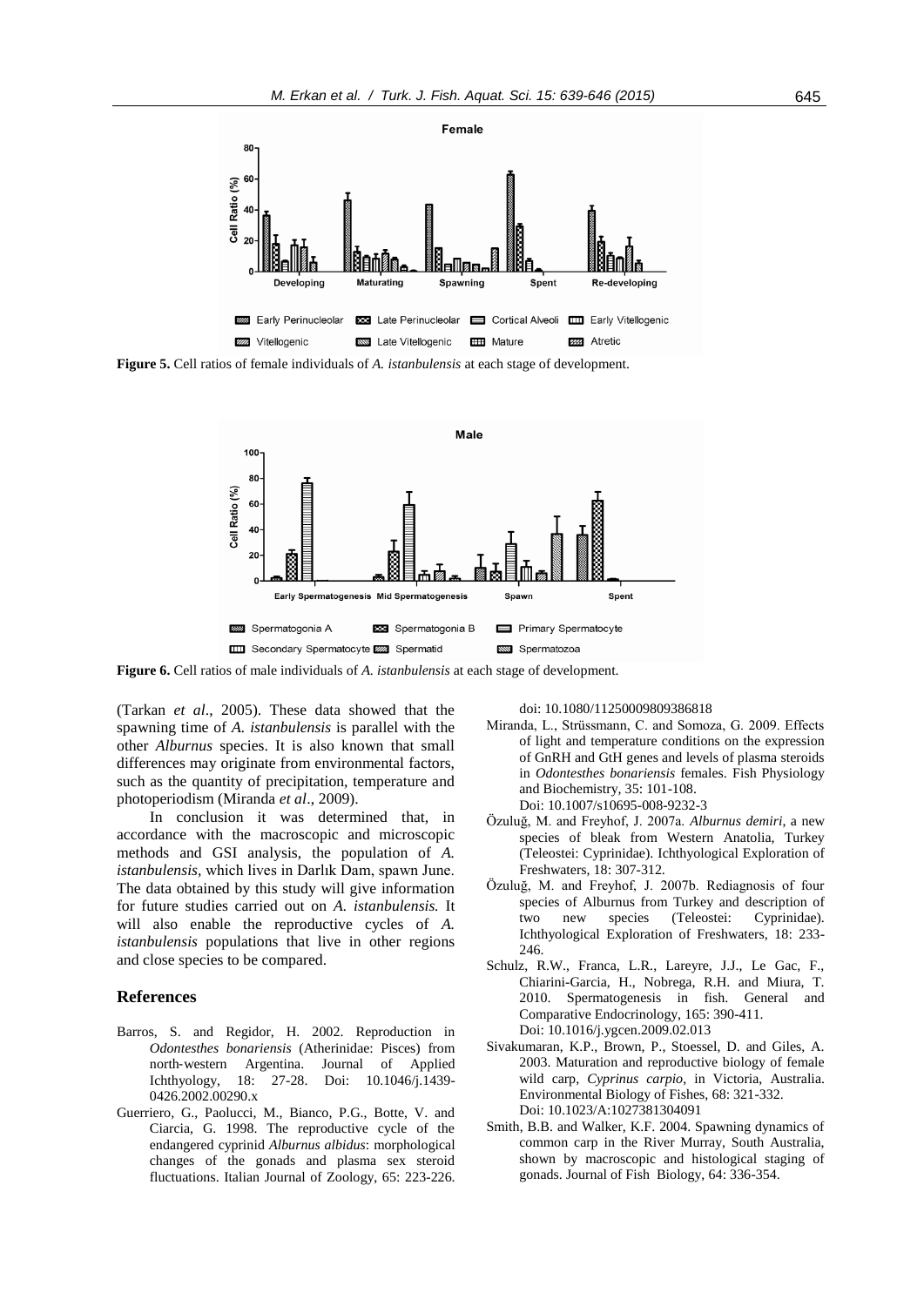Figure 5. Cell ratios of female individuals of *A. istanbulensis* at each stage of development.

Figure 6. Cell ratios of male individuals of *A. istanbulensis* at each stage of development.

(Tarkan *et al*., 2005). These data showed that the spawning time of *A. istanbulensis* is parallel with the other *Alburnus* species. It is also known that small differences may originate from environmental factors, such as the quantity of precipitation, temperature and photoperiodism (Miranda *et al*., 2009).

In conclusion it was determined that, in accordance with the macroscopic and microscopic methods and GSI analysis, the population of *A. istanbulensis*, which lives in Darlık Dam, spawn June. The data obtained by this study will give information for future studies carried out on *A. istanbulensis.* It will also enable the reproductive cycles of *A. istanbulensis* populations that live in other regions and close species to be compared.

## References

Barros, S. and Regidor, H. 2002. Reproduction in *Odontesthes bonariensis* (Atherinidae: Pisces) from north-western Argentina. Journal of Applied Ichthyology, 18: 27-28. Doi: 10.1046/j.1439-0426.2002.00290.x

Guerriero, G., Paolucci, M., Bianco, P.G., Botte, V. and Ciarcia, G. 1998. The reproductive cycle of the endangered cyprinid *Alburnus albidus*: morphological changes of the gonads and plasma sex steroid fluctuations. Italian Journal of Zoology, 65: 223-226. doi: 10.1080/11250009809386818

Miranda, L., Strüssmann, C. and Somoza, G. 2009. Effects of light and temperature conditions on the expression of GnRH and GtH genes and levels of plasma steroids in *Odontesthes bonariensis* females. Fish Physiology and Biochemistry, 35: 101-108. Doi: 10.1007/s10695-008-9232-3

Özuluğ, M. and Freyhof, J. 2007a. *Alburnus demiri*, a new species of bleak from Western Anatolia, Turkey (Teleostei: Cyprinidae). Ichthyological Exploration of Freshwaters, 18: 307-312.

Özuluğ, M. and Freyhof, J. 2007b. Rediagnosis of four species of Alburnus from Turkey and description of two new species (Teleostei: Cyprinidae). Ichthyological Exploration of Freshwaters, 18: 233-246.

Schulz, R.W., Franca, L.R., Lareyre, J.J., Le Gac, F., Chiarini-Garcia, H., Nobrega, R.H. and Miura, T. 2010. Spermatogenesis in fish. General and Comparative Endocrinology, 165: 390-411. Doi: 10.1016/j.ygcen.2009.02.013

Sivakumaran, K.P., Brown, P., Stoessel, D. and Giles, A. 2003. Maturation and reproductive biology of female wild carp, *Cyprinus carpio*, in Victoria, Australia. Environmental Biology of Fishes, 68: 321-332. Doi: 10.1023/A:1027381304091

Smith, B.B. and Walker, K.F. 2004. Spawning dynamics of common carp in the River Murray, South Australia, shown by macroscopic and histological staging of gonads. Journal of Fish Biology, 64: 336-354.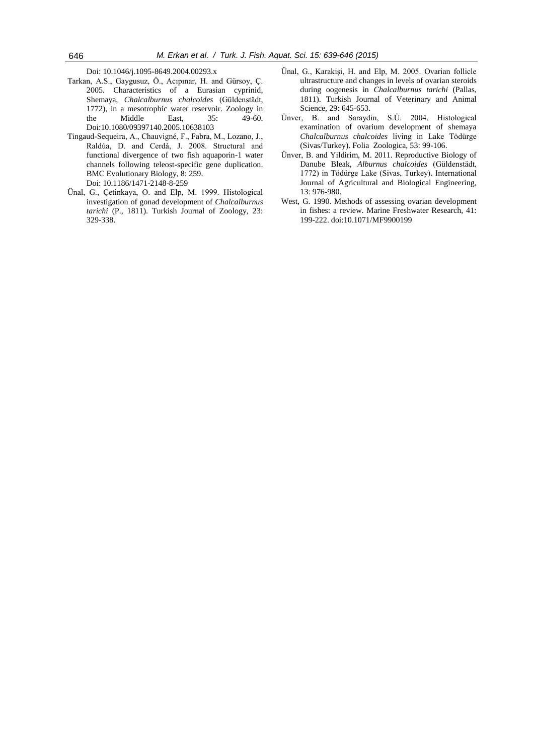Doi: 10.1046/j.1095-8649.2004.00293.x

Tarkan, A.S., Gaygusuz, Ö., Acıpınar, H. and Gürsoy, Ç. 2005. Characteristics of a Eurasian cyprinid, Shemaya, *Chalcalburnus chalcoides* (Güldenstädt, 1772), in a mesotrophic water reservoir. Zoology in the Middle East, 35: 49-60. Doi:10.1080/09397140.2005.10638103

Tingaud-Sequeira, A., Chauvigné, F., Fabra, M., Lozano, J., Raldúa, D. and Cerdà, J. 2008. Structural and functional divergence of two fish aquaporin-1 water channels following teleost-specific gene duplication. BMC Evolutionary Biology, 8: 259. Doi: 10.1186/1471-2148-8-259

Ünal, G., Çetinkaya, O. and Elp, M. 1999. Histological investigation of gonad development of *Chalcalburnus tarichi* (P., 1811). Turkish Journal of Zoology, 23: 329-338.

Ünal, G., Karakişi, H. and Elp, M. 2005. Ovarian follicle ultrastructure and changes in levels of ovarian steroids during oogenesis in *Chalcalburnus tarichi* (Pallas, 1811). Turkish Journal of Veterinary and Animal Science, 29: 645-653.

Ünver, B. and Saraydin, S.Ü. 2004. Histological examination of ovarium development of shemaya *Chalcalburnus chalcoides* living in Lake Tödürge (Sivas/Turkey). Folia Zoologica, 53: 99-106.

Ünver, B. and Yildirim, M. 2011. Reproductive Biology of Danube Bleak, *Alburnus chalcoides* (Güldenstädt, 1772) in Tödürge Lake (Sivas, Turkey). International Journal of Agricultural and Biological Engineering, 13: 976-980.

West, G. 1990. Methods of assessing ovarian development in fishes: a review. Marine Freshwater Research, 41: 199-222. doi:10.1071/MF9900199